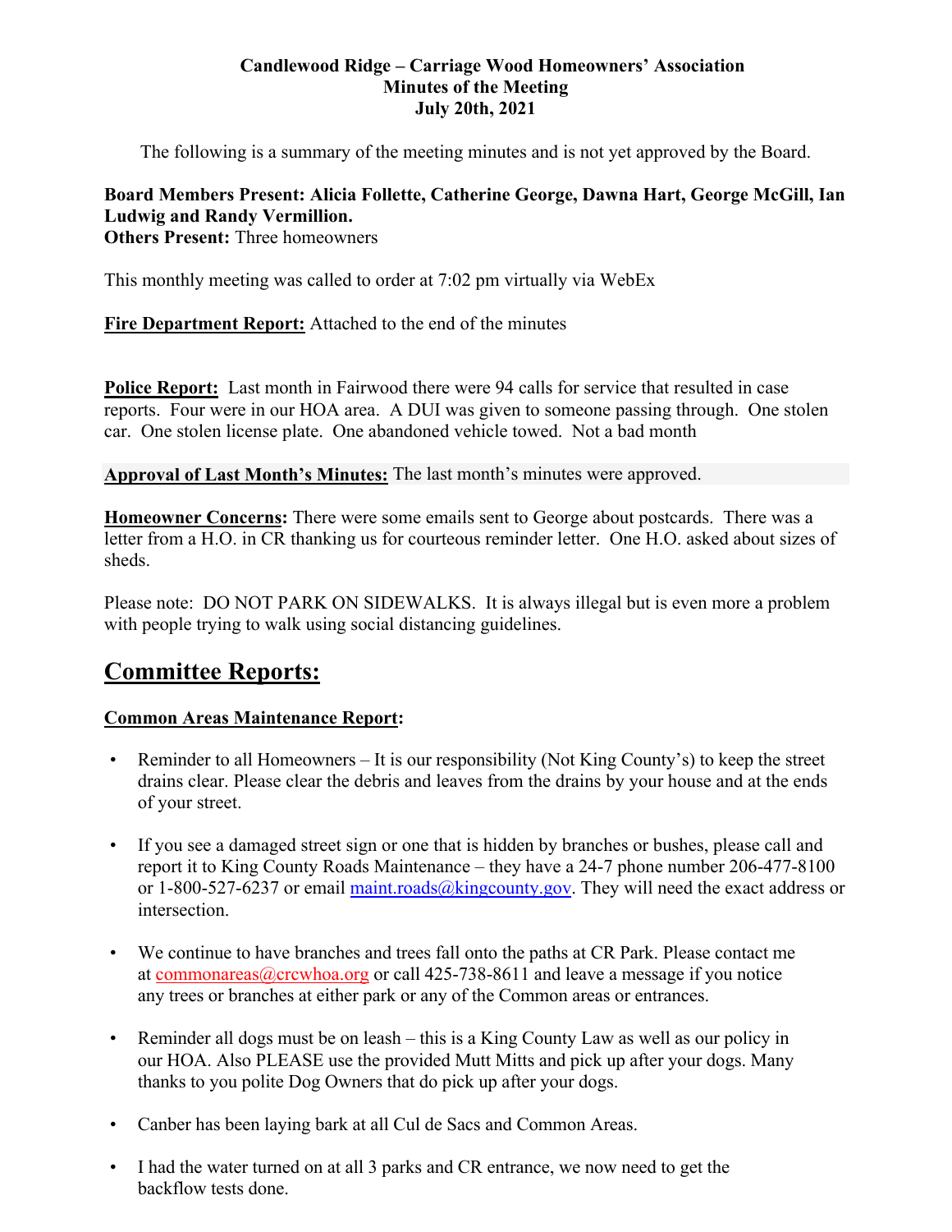**Candlewood Ridge – Carriage Wood Homeowners' Association**
**Minutes of the Meeting**
**July 20th, 2021**

The following is a summary of the meeting minutes and is not yet approved by the Board.

**Board Members Present: Alicia Follette, Catherine George, Dawna Hart, George McGill, Ian Ludwig and Randy Vermillion.**
**Others Present:** Three homeowners

This monthly meeting was called to order at 7:02 pm virtually via WebEx

**Fire Department Report:** Attached to the end of the minutes

**Police Report:** Last month in Fairwood there were 94 calls for service that resulted in case reports. Four were in our HOA area. A DUI was given to someone passing through. One stolen car. One stolen license plate. One abandoned vehicle towed. Not a bad month

**Approval of Last Month's Minutes:** The last month's minutes were approved.

**Homeowner Concerns:** There were some emails sent to George about postcards. There was a letter from a H.O. in CR thanking us for courteous reminder letter. One H.O. asked about sizes of sheds.

Please note: DO NOT PARK ON SIDEWALKS. It is always illegal but is even more a problem with people trying to walk using social distancing guidelines.

# Committee Reports:

**Common Areas Maintenance Report:**

- Reminder to all Homeowners – It is our responsibility (Not King County's) to keep the street drains clear. Please clear the debris and leaves from the drains by your house and at the ends of your street.

- If you see a damaged street sign or one that is hidden by branches or bushes, please call and report it to King County Roads Maintenance – they have a 24-7 phone number 206-477-8100 or 1-800-527-6237 or email maint.roads@kingcounty.gov. They will need the exact address or intersection.

- We continue to have branches and trees fall onto the paths at CR Park. Please contact me at commonareas@crcwhoa.org or call 425-738-8611 and leave a message if you notice any trees or branches at either park or any of the Common areas or entrances.

- Reminder all dogs must be on leash – this is a King County Law as well as our policy in our HOA. Also PLEASE use the provided Mutt Mitts and pick up after your dogs. Many thanks to you polite Dog Owners that do pick up after your dogs.

- Canber has been laying bark at all Cul de Sacs and Common Areas.

- I had the water turned on at all 3 parks and CR entrance, we now need to get the backflow tests done.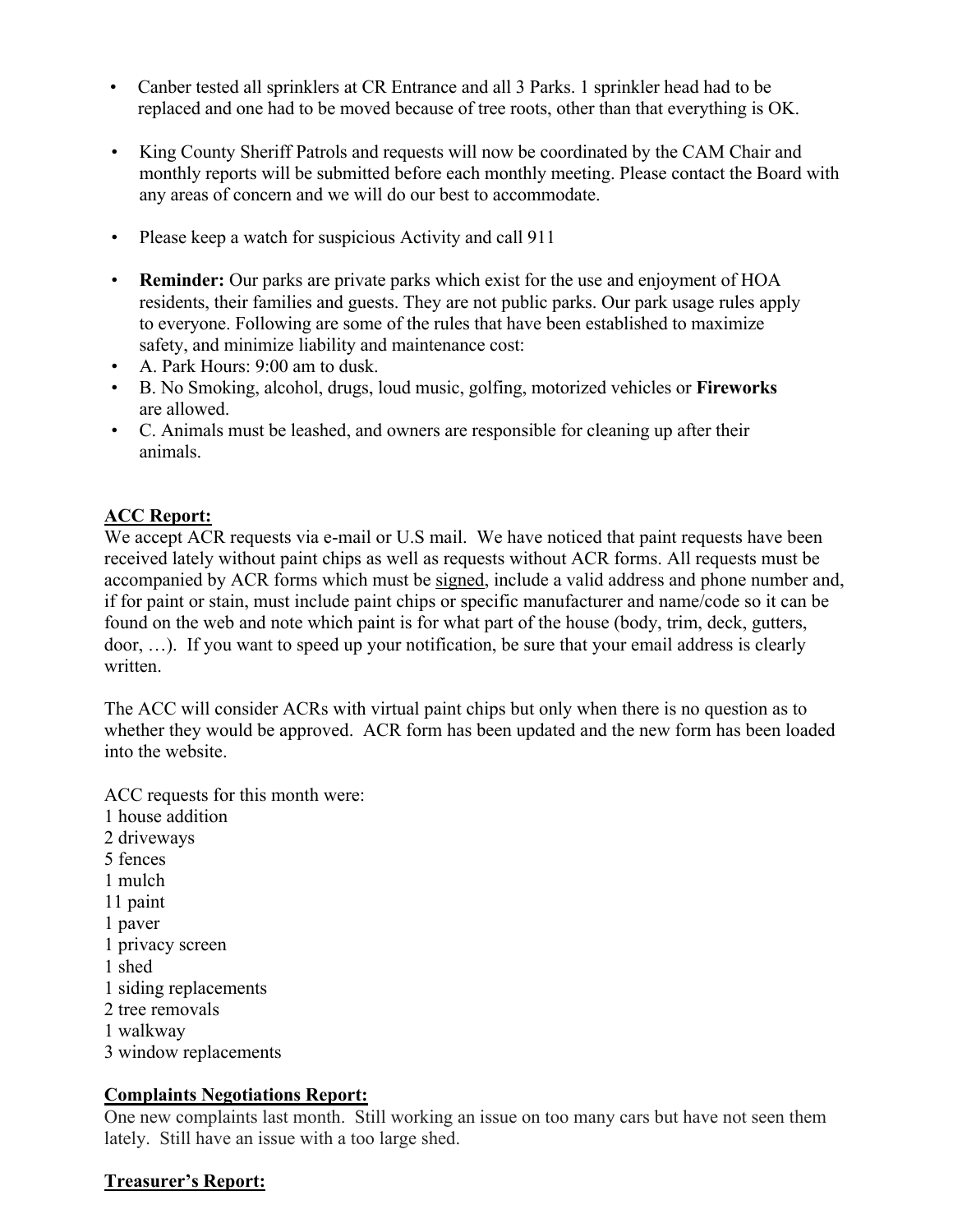- Canber tested all sprinklers at CR Entrance and all 3 Parks. 1 sprinkler head had to be replaced and one had to be moved because of tree roots, other than that everything is OK.

- King County Sheriff Patrols and requests will now be coordinated by the CAM Chair and monthly reports will be submitted before each monthly meeting. Please contact the Board with any areas of concern and we will do our best to accommodate.

- Please keep a watch for suspicious Activity and call 911

- **Reminder:** Our parks are private parks which exist for the use and enjoyment of HOA residents, their families and guests. They are not public parks. Our park usage rules apply to everyone. Following are some of the rules that have been established to maximize safety, and minimize liability and maintenance cost:
- A. Park Hours: 9:00 am to dusk.
- B. No Smoking, alcohol, drugs, loud music, golfing, motorized vehicles or **Fireworks** are allowed.
- C. Animals must be leashed, and owners are responsible for cleaning up after their animals.

**ACC Report:**

We accept ACR requests via e-mail or U.S mail. We have noticed that paint requests have been received lately without paint chips as well as requests without ACR forms. All requests must be accompanied by ACR forms which must be signed, include a valid address and phone number and, if for paint or stain, must include paint chips or specific manufacturer and name/code so it can be found on the web and note which paint is for what part of the house (body, trim, deck, gutters, door, …). If you want to speed up your notification, be sure that your email address is clearly written.

The ACC will consider ACRs with virtual paint chips but only when there is no question as to whether they would be approved. ACR form has been updated and the new form has been loaded into the website.

ACC requests for this month were:
1 house addition
2 driveways
5 fences
1 mulch
11 paint
1 paver
1 privacy screen
1 shed
1 siding replacements
2 tree removals
1 walkway
3 window replacements

**Complaints Negotiations Report:**

One new complaints last month. Still working an issue on too many cars but have not seen them lately. Still have an issue with a too large shed.

**Treasurer's Report:**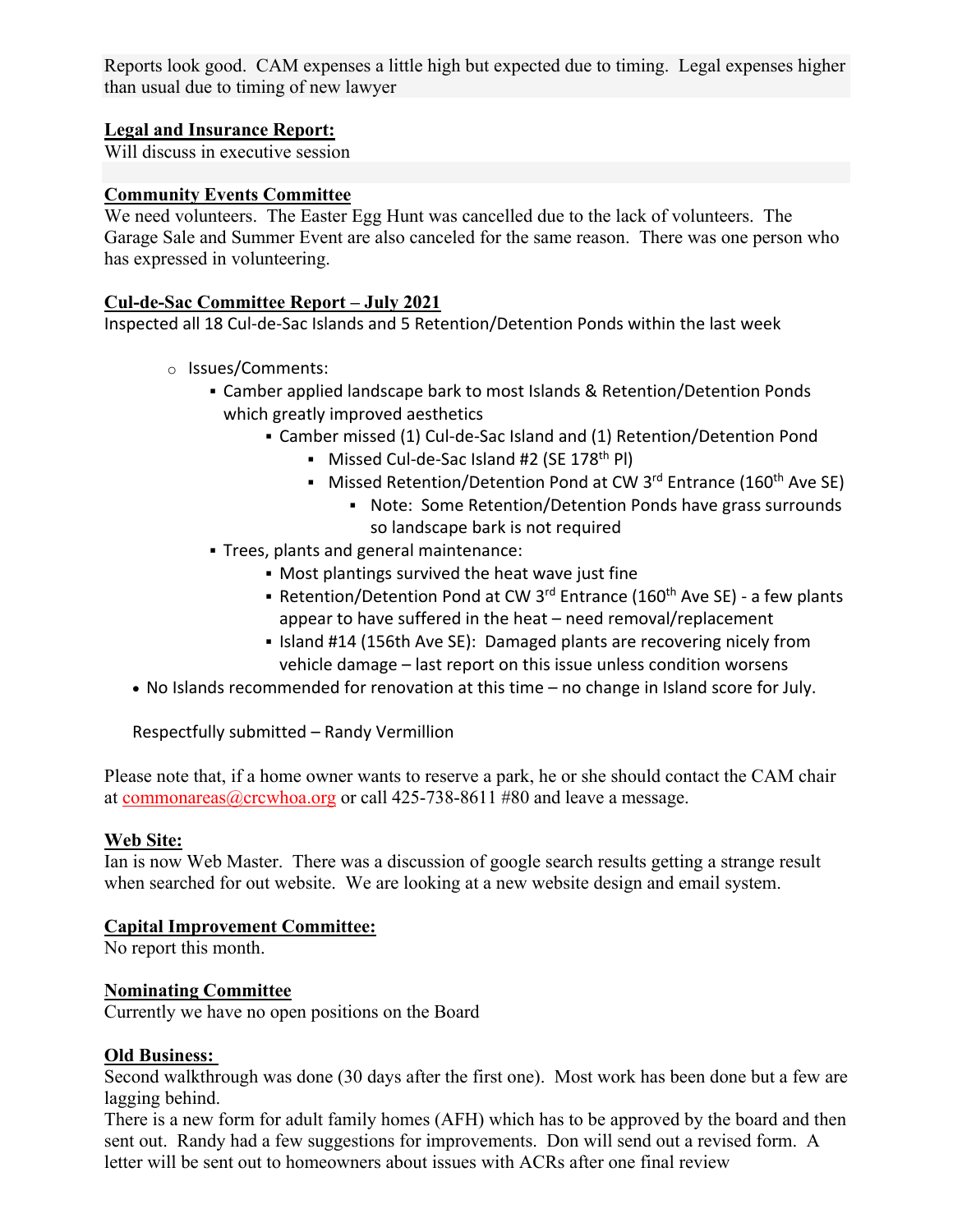Reports look good. CAM expenses a little high but expected due to timing. Legal expenses higher than usual due to timing of new lawyer

**Legal and Insurance Report:**
Will discuss in executive session

**Community Events Committee**
We need volunteers. The Easter Egg Hunt was cancelled due to the lack of volunteers. The Garage Sale and Summer Event are also canceled for the same reason. There was one person who has expressed in volunteering.

**Cul-de-Sac Committee Report – July 2021**
Inspected all 18 Cul-de-Sac Islands and 5 Retention/Detention Ponds within the last week

- Issues/Comments:
  - Camber applied landscape bark to most Islands & Retention/Detention Ponds which greatly improved aesthetics
    - Camber missed (1) Cul-de-Sac Island and (1) Retention/Detention Pond
      - Missed Cul-de-Sac Island #2 (SE 178th Pl)
      - Missed Retention/Detention Pond at CW 3rd Entrance (160th Ave SE)
        - Note: Some Retention/Detention Ponds have grass surrounds so landscape bark is not required
  - Trees, plants and general maintenance:
    - Most plantings survived the heat wave just fine
    - Retention/Detention Pond at CW 3rd Entrance (160th Ave SE) - a few plants appear to have suffered in the heat – need removal/replacement
    - Island #14 (156th Ave SE): Damaged plants are recovering nicely from vehicle damage – last report on this issue unless condition worsens
- No Islands recommended for renovation at this time – no change in Island score for July.

Respectfully submitted – Randy Vermillion

Please note that, if a home owner wants to reserve a park, he or she should contact the CAM chair at commonareas@crcwhoa.org or call 425-738-8611 #80 and leave a message.

**Web Site:**
Ian is now Web Master. There was a discussion of google search results getting a strange result when searched for out website. We are looking at a new website design and email system.

**Capital Improvement Committee:**
No report this month.

**Nominating Committee**
Currently we have no open positions on the Board

**Old Business:**
Second walkthrough was done (30 days after the first one). Most work has been done but a few are lagging behind.
There is a new form for adult family homes (AFH) which has to be approved by the board and then sent out. Randy had a few suggestions for improvements. Don will send out a revised form. A letter will be sent out to homeowners about issues with ACRs after one final review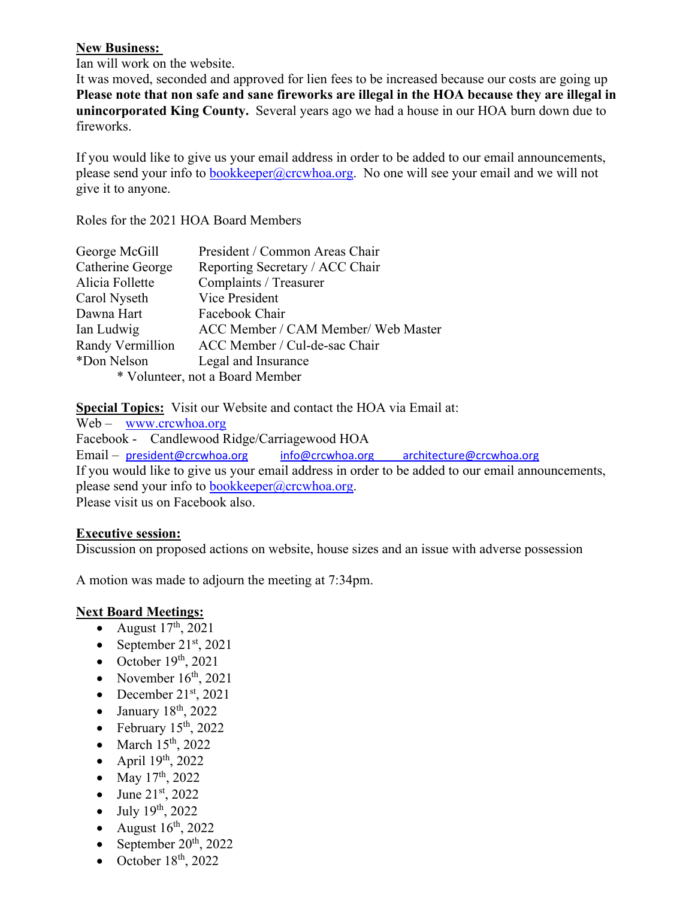**New Business:**

Ian will work on the website.

It was moved, seconded and approved for lien fees to be increased because our costs are going up

**Please note that non safe and sane fireworks are illegal in the HOA because they are illegal in unincorporated King County.** Several years ago we had a house in our HOA burn down due to fireworks.

If you would like to give us your email address in order to be added to our email announcements, please send your info to bookkeeper@crcwhoa.org. No one will see your email and we will not give it to anyone.

Roles for the 2021 HOA Board Members

| | |
|---|---|
| George McGill | President / Common Areas Chair |
| Catherine George | Reporting Secretary / ACC Chair |
| Alicia Follette | Complaints / Treasurer |
| Carol Nyseth | Vice President |
| Dawna Hart | Facebook Chair |
| Ian Ludwig | ACC Member / CAM Member/ Web Master |
| Randy Vermillion | ACC Member / Cul-de-sac Chair |
| *Don Nelson | Legal and Insurance |

\* Volunteer, not a Board Member

**Special Topics:** Visit our Website and contact the HOA via Email at:

Web – www.crcwhoa.org

Facebook - Candlewood Ridge/Carriagewood HOA

Email – president@crcwhoa.org info@crcwhoa.org architecture@crcwhoa.org

If you would like to give us your email address in order to be added to our email announcements, please send your info to bookkeeper@crcwhoa.org.

Please visit us on Facebook also.

**Executive session:**

Discussion on proposed actions on website, house sizes and an issue with adverse possession

A motion was made to adjourn the meeting at 7:34pm.

**Next Board Meetings:**

- August 17th, 2021
- September 21st, 2021
- October 19th, 2021
- November 16th, 2021
- December 21st, 2021
- January 18th, 2022
- February 15th, 2022
- March 15th, 2022
- April 19th, 2022
- May 17th, 2022
- June 21st, 2022
- July 19th, 2022
- August 16th, 2022
- September 20th, 2022
- October 18th, 2022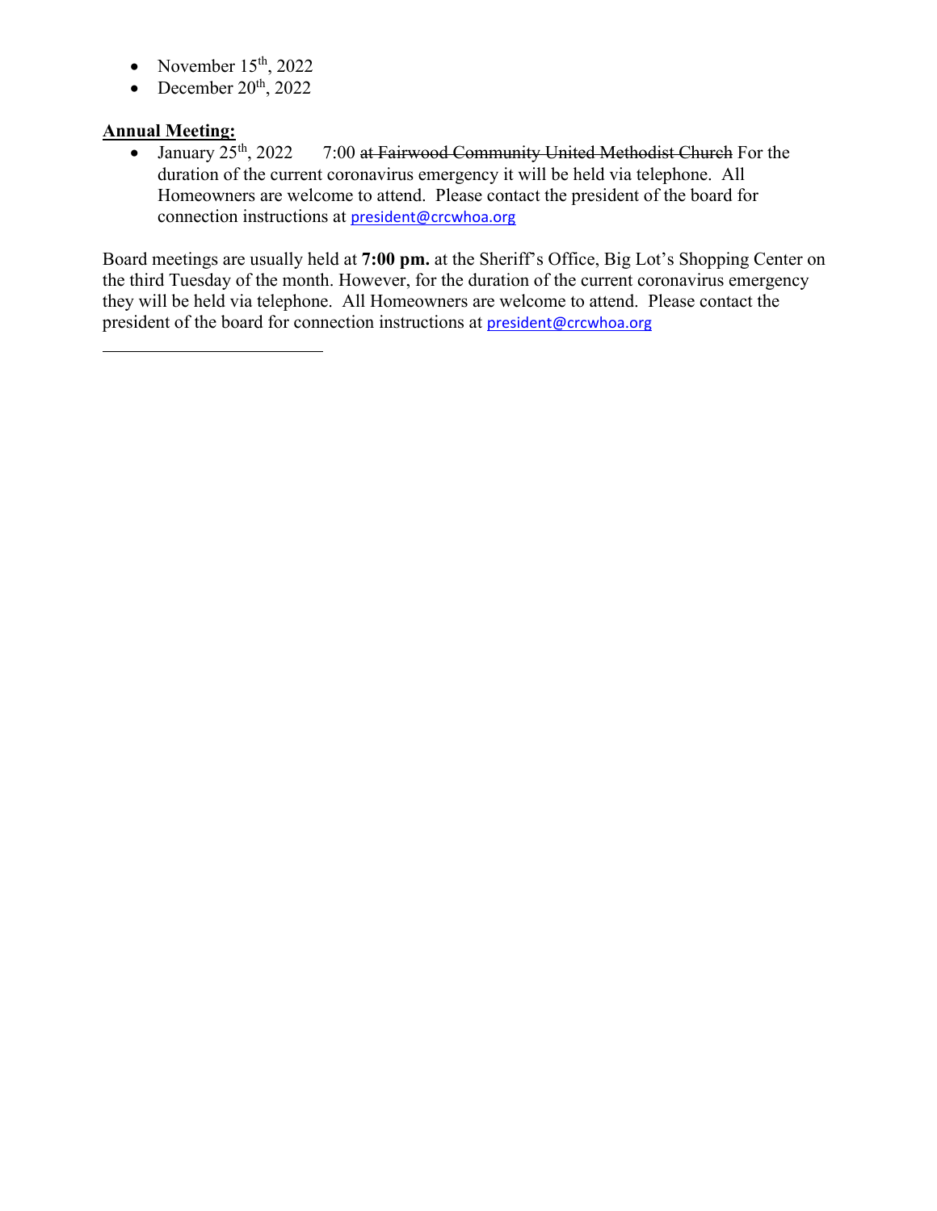- November 15th, 2022
- December 20th, 2022

**Annual Meeting:**

- January 25th, 2022     7:00 ~~at Fairwood Community United Methodist Church~~ For the duration of the current coronavirus emergency it will be held via telephone.  All Homeowners are welcome to attend.  Please contact the president of the board for connection instructions at president@crcwhoa.org

Board meetings are usually held at **7:00 pm.** at the Sheriff's Office, Big Lot's Shopping Center on the third Tuesday of the month. However, for the duration of the current coronavirus emergency they will be held via telephone.  All Homeowners are welcome to attend.  Please contact the president of the board for connection instructions at president@crcwhoa.org

---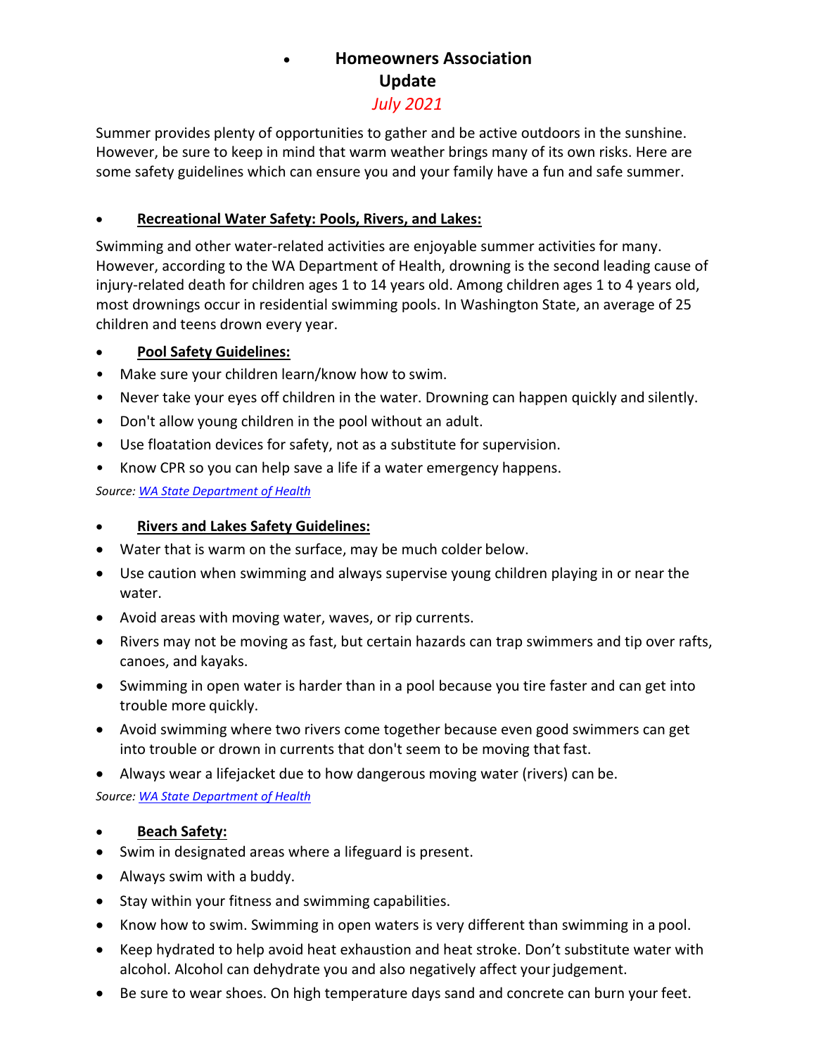# Homeowners Association Update

*July 2021*

Summer provides plenty of opportunities to gather and be active outdoors in the sunshine. However, be sure to keep in mind that warm weather brings many of its own risks. Here are some safety guidelines which can ensure you and your family have a fun and safe summer.

## **Recreational Water Safety: Pools, Rivers, and Lakes:**

Swimming and other water-related activities are enjoyable summer activities for many. However, according to the WA Department of Health, drowning is the second leading cause of injury-related death for children ages 1 to 14 years old. Among children ages 1 to 4 years old, most drownings occur in residential swimming pools. In Washington State, an average of 25 children and teens drown every year.

### **Pool Safety Guidelines:**

- Make sure your children learn/know how to swim.
- Never take your eyes off children in the water. Drowning can happen quickly and silently.
- Don't allow young children in the pool without an adult.
- Use floatation devices for safety, not as a substitute for supervision.
- Know CPR so you can help save a life if a water emergency happens.

*Source: WA State Department of Health*

### **Rivers and Lakes Safety Guidelines:**

- Water that is warm on the surface, may be much colder below.
- Use caution when swimming and always supervise young children playing in or near the water.
- Avoid areas with moving water, waves, or rip currents.
- Rivers may not be moving as fast, but certain hazards can trap swimmers and tip over rafts, canoes, and kayaks.
- Swimming in open water is harder than in a pool because you tire faster and can get into trouble more quickly.
- Avoid swimming where two rivers come together because even good swimmers can get into trouble or drown in currents that don't seem to be moving that fast.
- Always wear a lifejacket due to how dangerous moving water (rivers) can be.

*Source: WA State Department of Health*

### **Beach Safety:**

- Swim in designated areas where a lifeguard is present.
- Always swim with a buddy.
- Stay within your fitness and swimming capabilities.
- Know how to swim. Swimming in open waters is very different than swimming in a pool.
- Keep hydrated to help avoid heat exhaustion and heat stroke. Don't substitute water with alcohol. Alcohol can dehydrate you and also negatively affect your judgement.
- Be sure to wear shoes. On high temperature days sand and concrete can burn your feet.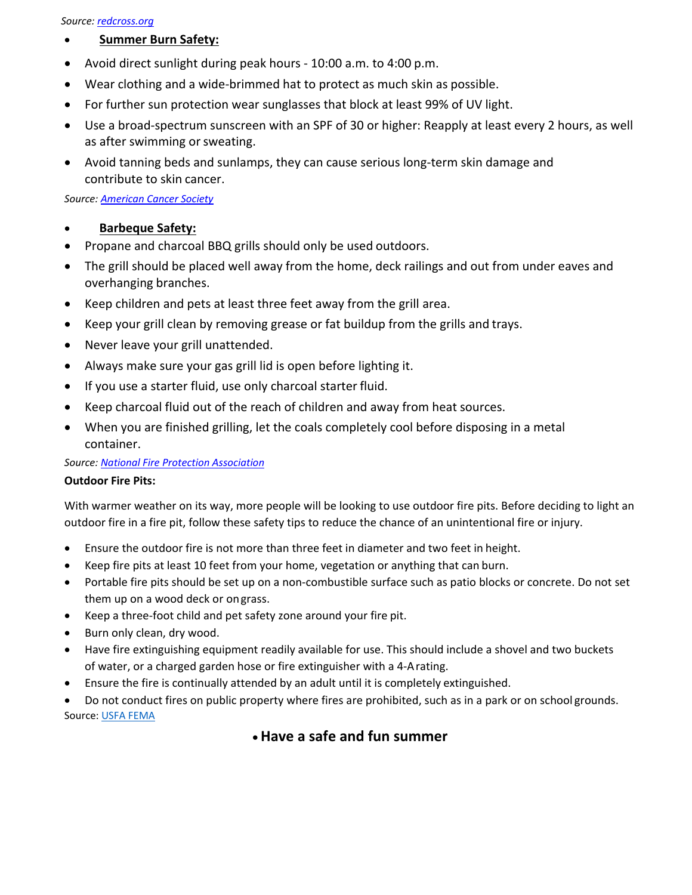*Source: [redcross.org](redcross.org)*

- **Summer Burn Safety:**
- Avoid direct sunlight during peak hours - 10:00 a.m. to 4:00 p.m.
- Wear clothing and a wide-brimmed hat to protect as much skin as possible.
- For further sun protection wear sunglasses that block at least 99% of UV light.
- Use a broad-spectrum sunscreen with an SPF of 30 or higher: Reapply at least every 2 hours, as well as after swimming or sweating.
- Avoid tanning beds and sunlamps, they can cause serious long-term skin damage and contribute to skin cancer.

*Source: American Cancer Society*

- **Barbeque Safety:**
- Propane and charcoal BBQ grills should only be used outdoors.
- The grill should be placed well away from the home, deck railings and out from under eaves and overhanging branches.
- Keep children and pets at least three feet away from the grill area.
- Keep your grill clean by removing grease or fat buildup from the grills and trays.
- Never leave your grill unattended.
- Always make sure your gas grill lid is open before lighting it.
- If you use a starter fluid, use only charcoal starter fluid.
- Keep charcoal fluid out of the reach of children and away from heat sources.
- When you are finished grilling, let the coals completely cool before disposing in a metal container.

*Source: National Fire Protection Association*

**Outdoor Fire Pits:**

With warmer weather on its way, more people will be looking to use outdoor fire pits. Before deciding to light an outdoor fire in a fire pit, follow these safety tips to reduce the chance of an unintentional fire or injury.

- Ensure the outdoor fire is not more than three feet in diameter and two feet in height.
- Keep fire pits at least 10 feet from your home, vegetation or anything that can burn.
- Portable fire pits should be set up on a non-combustible surface such as patio blocks or concrete. Do not set them up on a wood deck or on grass.
- Keep a three-foot child and pet safety zone around your fire pit.
- Burn only clean, dry wood.
- Have fire extinguishing equipment readily available for use. This should include a shovel and two buckets of water, or a charged garden hose or fire extinguisher with a 4-A rating.
- Ensure the fire is continually attended by an adult until it is completely extinguished.
- Do not conduct fires on public property where fires are prohibited, such as in a park or on school grounds.

Source: USFA FEMA

- **Have a safe and fun summer**